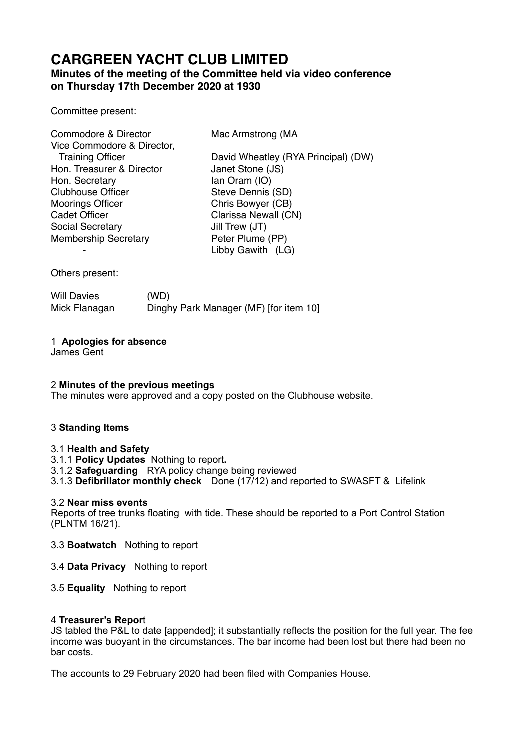# CARGREEN YACHT CLUB LIMITED

## Minutes of the meeting of the Committee held via video conference on Thursday 17th December 2020 at 1930

Committee present:

| | |
|---|---|
| Commodore & Director | Mac Armstrong (MA |
| Vice Commodore & Director, Training Officer | David Wheatley (RYA Principal) (DW) |
| Hon. Treasurer & Director | Janet Stone (JS) |
| Hon. Secretary | Ian Oram (IO) |
| Clubhouse Officer | Steve Dennis (SD) |
| Moorings Officer | Chris Bowyer (CB) |
| Cadet Officer | Clarissa Newall (CN) |
| Social Secretary | Jill Trew (JT) |
| Membership Secretary | Peter Plume (PP) |
| - | Libby Gawith (LG) |

Others present:

| | |
|---|---|
| Will Davies | (WD) |
| Mick Flanagan | Dinghy Park Manager (MF) [for item 10] |

1 **Apologies for absence**
James Gent

2 **Minutes of the previous meetings**
The minutes were approved and a copy posted on the Clubhouse website.

3 **Standing Items**

3.1 **Health and Safety**
3.1.1 **Policy Updates** Nothing to report**.**
3.1.2 **Safeguarding** RYA policy change being reviewed
3.1.3 **Defibrillator monthly check** Done (17/12) and reported to SWASFT & Lifelink

3.2 **Near miss events**
Reports of tree trunks floating with tide. These should be reported to a Port Control Station (PLNTM 16/21).

3.3 **Boatwatch** Nothing to report

3.4 **Data Privacy** Nothing to report

3.5 **Equality** Nothing to report

4 **Treasurer's Repor**t
JS tabled the P&L to date [appended]; it substantially reflects the position for the full year. The fee income was buoyant in the circumstances. The bar income had been lost but there had been no bar costs.

The accounts to 29 February 2020 had been filed with Companies House.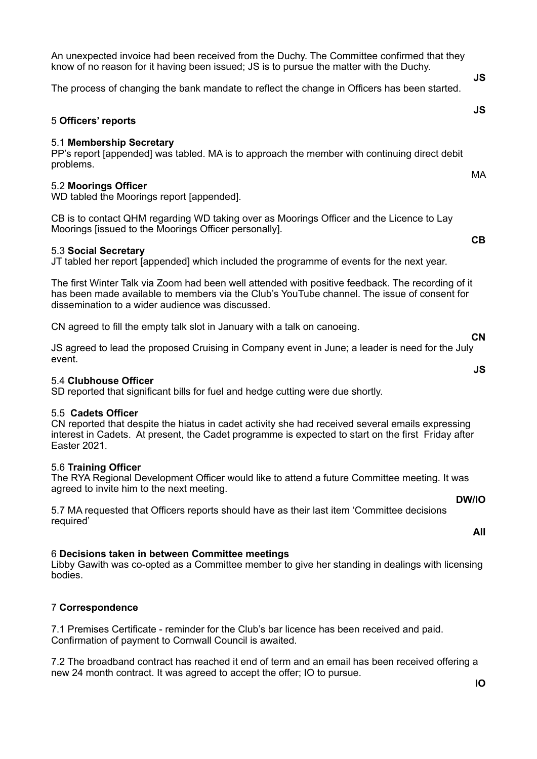An unexpected invoice had been received from the Duchy. The Committee confirmed that they know of no reason for it having been issued; JS is to pursue the matter with the Duchy.

**JS**

The process of changing the bank mandate to reflect the change in Officers has been started.

**JS**

5 **Officers' reports**

5.1 **Membership Secretary**
PP's report [appended] was tabled. MA is to approach the member with continuing direct debit problems.

MA

5.2 **Moorings Officer**
WD tabled the Moorings report [appended].

CB is to contact QHM regarding WD taking over as Moorings Officer and the Licence to Lay Moorings [issued to the Moorings Officer personally].

**CB**

5.3 **Social Secretary**
JT tabled her report [appended] which included the programme of events for the next year.

The first Winter Talk via Zoom had been well attended with positive feedback. The recording of it has been made available to members via the Club's YouTube channel. The issue of consent for dissemination to a wider audience was discussed.

CN agreed to fill the empty talk slot in January with a talk on canoeing.

**CN**

JS agreed to lead the proposed Cruising in Company event in June; a leader is need for the July event.

**JS**

5.4 **Clubhouse Officer**
SD reported that significant bills for fuel and hedge cutting were due shortly.

5.5 **Cadets Officer**
CN reported that despite the hiatus in cadet activity she had received several emails expressing interest in Cadets. At present, the Cadet programme is expected to start on the first Friday after Easter 2021.

5.6 **Training Officer**
The RYA Regional Development Officer would like to attend a future Committee meeting. It was agreed to invite him to the next meeting.

**DW/IO**

5.7 MA requested that Officers reports should have as their last item 'Committee decisions required'

**All**

6 **Decisions taken in between Committee meetings**
Libby Gawith was co-opted as a Committee member to give her standing in dealings with licensing bodies.

7 **Correspondence**

7.1 Premises Certificate - reminder for the Club's bar licence has been received and paid. Confirmation of payment to Cornwall Council is awaited.

7.2 The broadband contract has reached it end of term and an email has been received offering a new 24 month contract. It was agreed to accept the offer; IO to pursue.

**IO**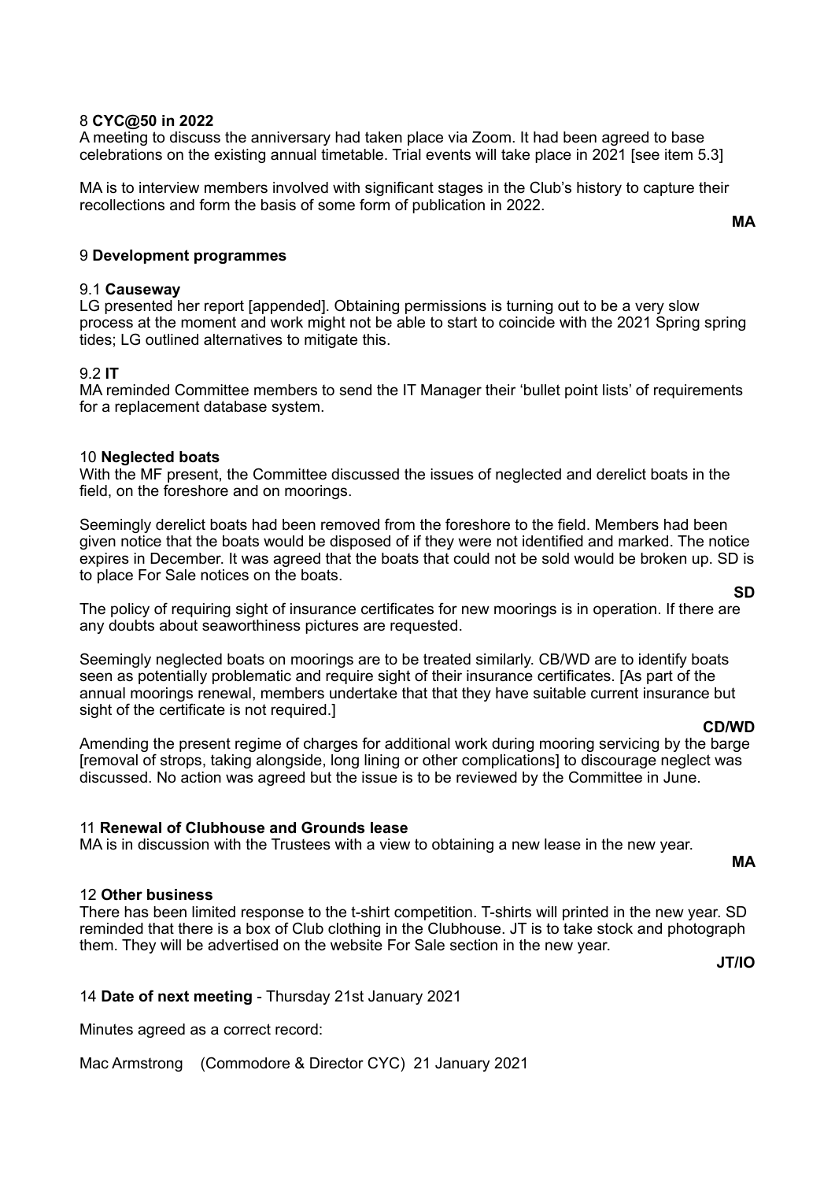8 **CYC@50 in 2022**
A meeting to discuss the anniversary had taken place via Zoom. It had been agreed to base celebrations on the existing annual timetable. Trial events will take place in 2021 [see item 5.3]

MA is to interview members involved with significant stages in the Club's history to capture their recollections and form the basis of some form of publication in 2022.

**MA**

9 **Development programmes**

9.1 **Causeway**
LG presented her report [appended]. Obtaining permissions is turning out to be a very slow process at the moment and work might not be able to start to coincide with the 2021 Spring spring tides; LG outlined alternatives to mitigate this.

9.2 **IT**
MA reminded Committee members to send the IT Manager their 'bullet point lists' of requirements for a replacement database system.

10 **Neglected boats**
With the MF present, the Committee discussed the issues of neglected and derelict boats in the field, on the foreshore and on moorings.

Seemingly derelict boats had been removed from the foreshore to the field. Members had been given notice that the boats would be disposed of if they were not identified and marked. The notice expires in December. It was agreed that the boats that could not be sold would be broken up. SD is to place For Sale notices on the boats.

**SD**

The policy of requiring sight of insurance certificates for new moorings is in operation. If there are any doubts about seaworthiness pictures are requested.

Seemingly neglected boats on moorings are to be treated similarly. CB/WD are to identify boats seen as potentially problematic and require sight of their insurance certificates. [As part of the annual moorings renewal, members undertake that that they have suitable current insurance but sight of the certificate is not required.]

**CD/WD**

Amending the present regime of charges for additional work during mooring servicing by the barge [removal of strops, taking alongside, long lining or other complications] to discourage neglect was discussed. No action was agreed but the issue is to be reviewed by the Committee in June.

11 **Renewal of Clubhouse and Grounds lease**
MA is in discussion with the Trustees with a view to obtaining a new lease in the new year.

**MA**

12 **Other business**
There has been limited response to the t-shirt competition. T-shirts will printed in the new year. SD reminded that there is a box of Club clothing in the Clubhouse. JT is to take stock and photograph them. They will be advertised on the website For Sale section in the new year.

**JT/IO**

14 **Date of next meeting** - Thursday 21st January 2021

Minutes agreed as a correct record:

Mac Armstrong (Commodore & Director CYC) 21 January 2021